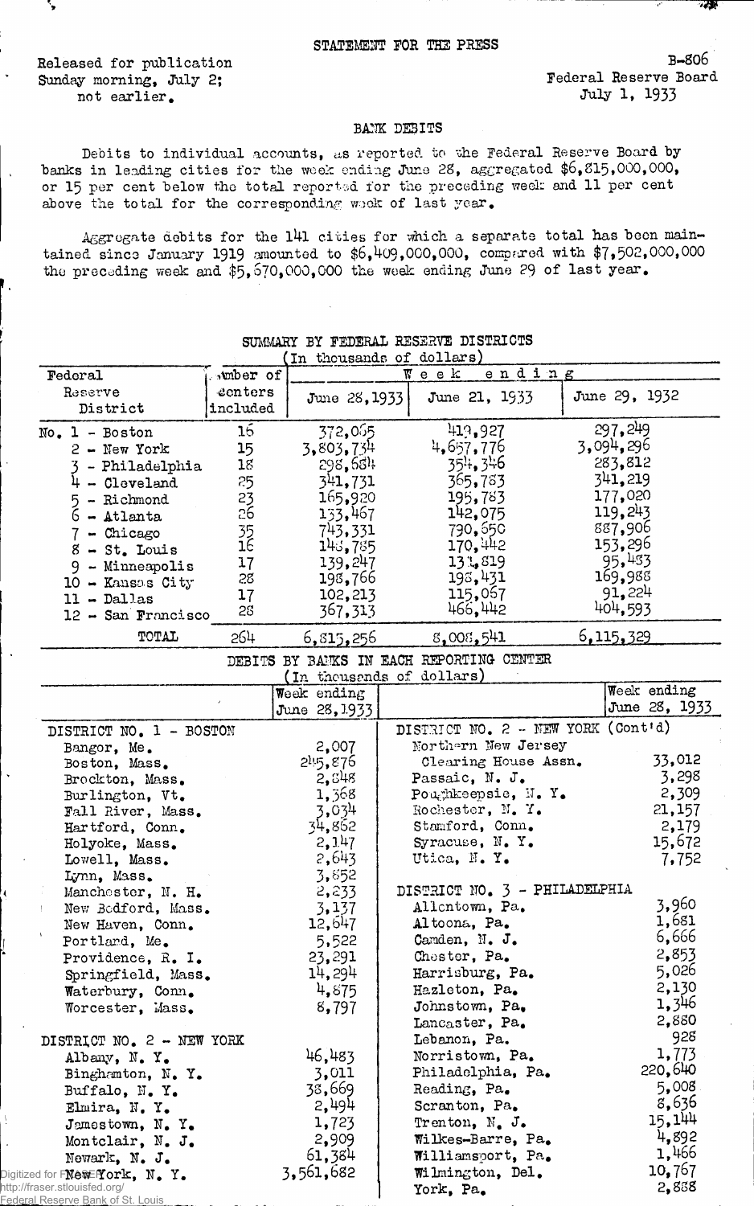STATEMENT FOR THE PRESS

Released for publication Sunday morning, July 2; not earlier.

B-806
Federal Reserve Board
July 1, 1933

## BANK DEBITS

Debits to individual accounts, as reported to the Federal Reserve Board by banks in leading cities for the week ending June 28, aggregated $6,815,000,000, or 15 per cent below the total reported for the preceding week and 11 per cent above the total for the corresponding week of last year.

Aggregate debits for the 141 cities for which a separate total has been maintained since January 1919 amounted to $6,409,000,000, compared with $7,502,000,000 the preceding week and $5,670,000,000 the week ending June 29 of last year.

### SUMMARY BY FEDERAL RESERVE DISTRICTS
(In thousands of dollars)

| Federal Reserve District | Number of centers included | Week ending June 28, 1933 | Week ending June 21, 1933 | Week ending June 29, 1932 |
|---|---|---|---|---|
| No. 1 - Boston | 16 | 372,065 | 419,927 | 297,249 |
| 2 - New York | 15 | 3,803,734 | 4,657,776 | 3,094,296 |
| 3 - Philadelphia | 18 | 298,684 | 354,346 | 283,812 |
| 4 - Cleveland | 25 | 341,731 | 365,783 | 341,219 |
| 5 - Richmond | 23 | 165,920 | 195,783 | 177,020 |
| 6 - Atlanta | 26 | 133,467 | 142,075 | 119,243 |
| 7 - Chicago | 35 | 743,331 | 790,650 | 887,906 |
| 8 - St. Louis | 16 | 148,785 | 170,442 | 153,296 |
| 9 - Minneapolis | 17 | 139,247 | 131,819 | 95,483 |
| 10 - Kansas City | 28 | 198,766 | 198,431 | 169,988 |
| 11 - Dallas | 17 | 102,213 | 115,067 | 91,224 |
| 12 - San Francisco | 28 | 367,313 | 466,442 | 404,593 |
| TOTAL | 264 | 6,815,256 | 8,008,541 | 6,115,329 |

### DEBITS BY BANKS IN EACH REPORTING CENTER
(In thousands of dollars)

| | Week ending June 28, 1933 |
|---|---|
| **DISTRICT NO. 1 - BOSTON** | |
| Bangor, Me. | 2,007 |
| Boston, Mass. | 245,876 |
| Brockton, Mass. | 2,848 |
| Burlington, Vt. | 1,368 |
| Fall River, Mass. | 3,034 |
| Hartford, Conn. | 34,862 |
| Holyoke, Mass. | 2,147 |
| Lowell, Mass. | 2,643 |
| Lynn, Mass. | 3,852 |
| Manchester, N. H. | 2,233 |
| New Bedford, Mass. | 3,137 |
| New Haven, Conn. | 12,647 |
| Portland, Me. | 5,522 |
| Providence, R. I. | 23,291 |
| Springfield, Mass. | 14,294 |
| Waterbury, Conn. | 4,875 |
| Worcester, Mass. | 8,797 |
| **DISTRICT NO. 2 - NEW YORK** | |
| Albany, N. Y. | 46,483 |
| Binghamton, N. Y. | 3,011 |
| Buffalo, N. Y. | 38,669 |
| Elmira, N. Y. | 2,494 |
| Jamestown, N. Y. | 1,723 |
| Montclair, N. J. | 2,909 |
| Newark, N. J. | 61,384 |
| New York, N. Y. | 3,561,682 |
| **DISTRICT NO. 2 - NEW YORK (Cont'd)** | |
| Northern New Jersey Clearing House Assn. | 33,012 |
| Passaic, N. J. | 3,298 |
| Poughkeepsie, N. Y. | 2,309 |
| Rochester, N. Y. | 21,157 |
| Stamford, Conn. | 2,179 |
| Syracuse, N. Y. | 15,672 |
| Utica, N. Y. | 7,752 |
| **DISTRICT NO. 3 - PHILADELPHIA** | |
| Allentown, Pa. | 3,960 |
| Altoona, Pa. | 1,681 |
| Camden, N. J. | 6,666 |
| Chester, Pa. | 2,853 |
| Harrisburg, Pa. | 5,026 |
| Hazleton, Pa. | 2,130 |
| Johnstown, Pa. | 1,346 |
| Lancaster, Pa. | 2,880 |
| Lebanon, Pa. | 928 |
| Norristown, Pa. | 1,773 |
| Philadelphia, Pa. | 220,640 |
| Reading, Pa. | 5,008 |
| Scranton, Pa. | 8,636 |
| Trenton, N. J. | 15,144 |
| Wilkes-Barre, Pa. | 4,892 |
| Williamsport, Pa. | 1,466 |
| Wilmington, Del. | 10,767 |
| York, Pa. | 2,838 |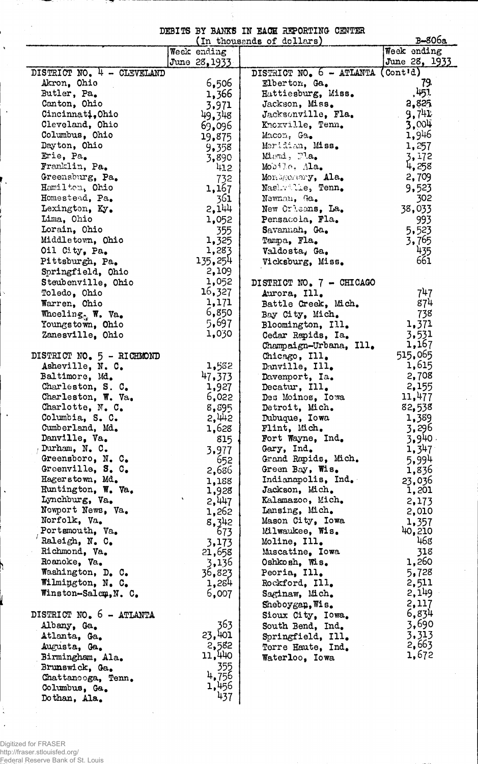DEBITS BY BANKS IN EACH REPORTING CENTER

(In thousands of dollars)

B-806a

| | Week ending June 28, 1933 |
|---|---|
| **DISTRICT NO. 4 - CLEVELAND** | |
| Akron, Ohio | 6,506 |
| Butler, Pa. | 1,366 |
| Canton, Ohio | 3,971 |
| Cincinnati, Ohio | 49,348 |
| Cleveland, Ohio | 69,096 |
| Columbus, Ohio | 19,875 |
| Dayton, Ohio | 9,358 |
| Erie, Pa. | 3,890 |
| Franklin, Pa. | 412 |
| Greensburg, Pa. | 732 |
| Hamilton, Ohio | 1,167 |
| Homestead, Pa. | 361 |
| Lexington, Ky. | 2,144 |
| Lima, Ohio | 1,052 |
| Lorain, Ohio | 355 |
| Middletown, Ohio | 1,325 |
| Oil City, Pa. | 1,283 |
| Pittsburgh, Pa. | 135,254 |
| Springfield, Ohio | 2,109 |
| Steubenville, Ohio | 1,052 |
| Toledo, Ohio | 16,327 |
| Warren, Ohio | 1,171 |
| Wheeling, W. Va. | 6,850 |
| Youngstown, Ohio | 5,697 |
| Zanesville, Ohio | 1,030 |
| **DISTRICT NO. 5 - RICHMOND** | |
| Asheville, N. C. | 1,582 |
| Baltimore, Md. | 47,373 |
| Charleston, S. C. | 1,927 |
| Charleston, W. Va. | 6,022 |
| Charlotte, N. C. | 8,895 |
| Columbia, S. C. | 2,442 |
| Cumberland, Md. | 1,628 |
| Danville, Va. | 815 |
| Durham, N. C. | 3,977 |
| Greensboro, N. C. | 652 |
| Greenville, S. C. | 2,686 |
| Hagerstown, Md. | 1,188 |
| Huntington, W. Va. | 1,928 |
| Lynchburg, Va. | 2,447 |
| Newport News, Va. | 1,262 |
| Norfolk, Va. | 8,342 |
| Portsmouth, Va. | 673 |
| Raleigh, N. C. | 3,173 |
| Richmond, Va. | 21,658 |
| Roanoke, Va. | 3,136 |
| Washington, D. C. | 36,823 |
| Wilmington, N. C. | 1,284 |
| Winston-Salem, N. C. | 6,007 |
| **DISTRICT NO. 6 - ATLANTA** | |
| Albany, Ga. | 363 |
| Atlanta, Ga. | 23,401 |
| Augusta, Ga. | 2,582 |
| Birmingham, Ala. | 11,440 |
| Brunswick, Ga. | 355 |
| Chattanooga, Tenn. | 4,756 |
| Columbus, Ga. | 1,456 |
| Dothan, Ala. | 437 |

| | Week ending June 28, 1933 |
|---|---|
| **DISTRICT NO. 6 - ATLANTA (Cont'd)** | |
| Elberton, Ga. | 79 |
| Hattiesburg, Miss. | 451 |
| Jackson, Miss. | 2,825 |
| Jacksonville, Fla. | 9,741 |
| Knoxville, Tenn. | 3,004 |
| Macon, Ga. | 1,946 |
| Meridian, Miss. | 1,257 |
| Miami, Fla. | 3,172 |
| Mobile, Ala. | 4,258 |
| Montgomery, Ala. | 2,709 |
| Nashville, Tenn. | 9,523 |
| Newnan, Ga. | 302 |
| New Orleans, La. | 38,033 |
| Pensacola, Fla. | 993 |
| Savannah, Ga. | 5,523 |
| Tampa, Fla. | 3,765 |
| Valdosta, Ga. | 435 |
| Vicksburg, Miss. | 661 |
| **DISTRICT NO. 7 - CHICAGO** | |
| Aurora, Ill. | 747 |
| Battle Creek, Mich. | 874 |
| Bay City, Mich. | 738 |
| Bloomington, Ill. | 1,371 |
| Cedar Rapids, Ia. | 3,531 |
| Champaign-Urbana, Ill. | 1,167 |
| Chicago, Ill. | 515,065 |
| Danville, Ill. | 1,615 |
| Davenport, Ia. | 2,708 |
| Decatur, Ill. | 2,155 |
| Des Moines, Iowa | 11,477 |
| Detroit, Mich. | 82,538 |
| Dubuque, Iowa | 1,389 |
| Flint, Mich. | 3,296 |
| Fort Wayne, Ind. | 3,940 |
| Gary, Ind. | 1,347 |
| Grand Rapids, Mich. | 5,994 |
| Green Bay, Wis. | 1,836 |
| Indianapolis, Ind. | 23,036 |
| Jackson, Mich. | 1,201 |
| Kalamazoo, Mich. | 2,173 |
| Lansing, Mich. | 2,010 |
| Mason City, Iowa | 1,357 |
| Milwaukee, Wis. | 40,210 |
| Moline, Ill. | 468 |
| Muscatine, Iowa | 318 |
| Oshkosh, Wis. | 1,260 |
| Peoria, Ill. | 5,728 |
| Rockford, Ill. | 2,511 |
| Saginaw, Mich. | 2,149 |
| Sheboygan, Wis. | 2,117 |
| Sioux City, Iowa. | 6,834 |
| South Bend, Ind. | 3,690 |
| Springfield, Ill. | 3,313 |
| Terre Haute, Ind. | 2,663 |
| Waterloo, Iowa | 1,672 |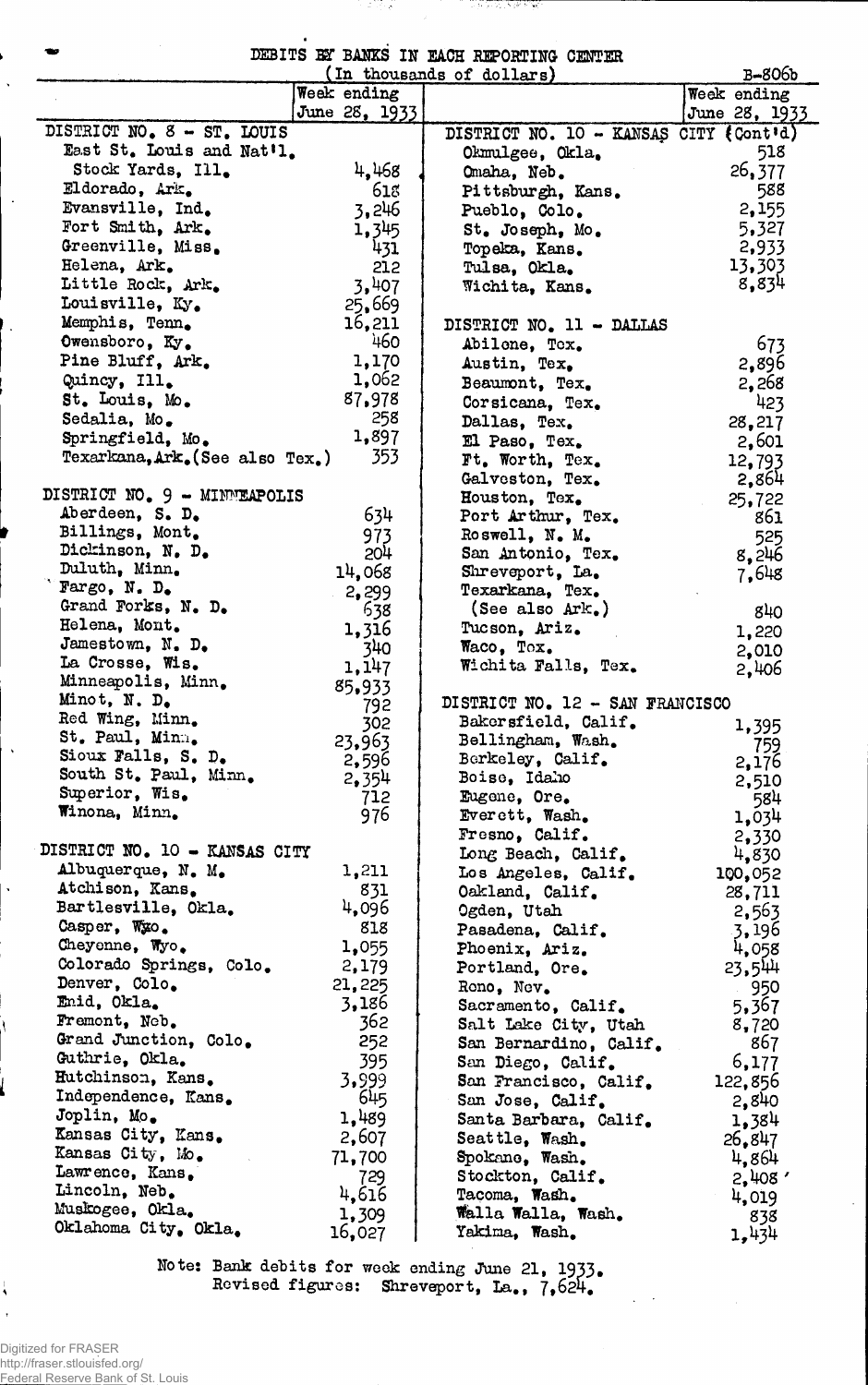# DEBITS BY BANKS IN EACH REPORTING CENTER

(In thousands of dollars)

B-806b

| | Week ending June 28, 1933 | | Week ending June 28, 1933 |
|---|---|---|---|
| DISTRICT NO. 8 - ST. LOUIS | | DISTRICT NO. 10 - KANSAS CITY (Cont'd) | |
| East St. Louis and Nat'l. Stock Yards, Ill. | 4,468 | Okmulgee, Okla. | 518 |
| Eldorado, Ark. | 618 | Omaha, Neb. | 26,377 |
| Evansville, Ind. | 3,246 | Pittsburgh, Kans. | 588 |
| Fort Smith, Ark. | 1,345 | Pueblo, Colo. | 2,155 |
| Greenville, Miss. | 431 | St. Joseph, Mo. | 5,327 |
| Helena, Ark. | 212 | Topeka, Kans. | 2,933 |
| Little Rock, Ark. | 3,407 | Tulsa, Okla. | 13,303 |
| Louisville, Ky. | 25,669 | Wichita, Kans. | 8,834 |
| Memphis, Tenn. | 16,211 | DISTRICT NO. 11 - DALLAS | |
| Owensboro, Ky. | 460 | Abilene, Tex. | 673 |
| Pine Bluff, Ark. | 1,170 | Austin, Tex. | 2,896 |
| Quincy, Ill. | 1,062 | Beaumont, Tex. | 2,268 |
| St. Louis, Mo. | 87,978 | Corsicana, Tex. | 423 |
| Sedalia, Mo. | 258 | Dallas, Tex. | 28,217 |
| Springfield, Mo. | 1,897 | El Paso, Tex. | 2,601 |
| Texarkana, Ark. (See also Tex.) | 353 | Ft. Worth, Tex. | 12,793 |
| | | Galveston, Tex. | 2,864 |
| DISTRICT NO. 9 - MINNEAPOLIS | | Houston, Tex. | 25,722 |
| Aberdeen, S. D. | 634 | Port Arthur, Tex. | 861 |
| Billings, Mont. | 973 | Roswell, N. M. | 525 |
| Dickinson, N. D. | 204 | San Antonio, Tex. | 8,246 |
| Duluth, Minn. | 14,068 | Shreveport, La. | 7,648 |
| Fargo, N. D. | 2,299 | Texarkana, Tex. (See also Ark.) | 840 |
| Grand Forks, N. D. | 638 | Tucson, Ariz. | 1,220 |
| Helena, Mont. | 1,316 | Waco, Tex. | 2,010 |
| Jamestown, N. D. | 340 | Wichita Falls, Tex. | 2,406 |
| La Crosse, Wis. | 1,147 | | |
| Minneapolis, Minn. | 85,933 | DISTRICT NO. 12 - SAN FRANCISCO | |
| Minot, N. D. | 792 | Bakersfield, Calif. | 1,395 |
| Red Wing, Minn. | 302 | Bellingham, Wash. | 759 |
| St. Paul, Minn. | 23,963 | Berkeley, Calif. | 2,176 |
| Sioux Falls, S. D. | 2,596 | Boise, Idaho | 2,510 |
| South St. Paul, Minn. | 2,354 | Eugene, Ore. | 584 |
| Superior, Wis. | 712 | Everett, Wash. | 1,034 |
| Winona, Minn. | 976 | Fresno, Calif. | 2,330 |
| DISTRICT NO. 10 - KANSAS CITY | | Long Beach, Calif. | 4,830 |
| Albuquerque, N. M. | 1,211 | Los Angeles, Calif. | 100,052 |
| Atchison, Kans. | 831 | Oakland, Calif. | 28,711 |
| Bartlesville, Okla. | 4,096 | Ogden, Utah | 2,563 |
| Casper, Wyo. | 818 | Pasadena, Calif. | 3,196 |
| Cheyenne, Wyo. | 1,055 | Phoenix, Ariz. | 4,058 |
| Colorado Springs, Colo. | 2,179 | Portland, Ore. | 23,544 |
| Denver, Colo. | 21,225 | Reno, Nev. | 950 |
| Enid, Okla. | 3,186 | Sacramento, Calif. | 5,367 |
| Fremont, Neb. | 362 | Salt Lake City, Utah | 8,720 |
| Grand Junction, Colo. | 252 | San Bernardino, Calif. | 867 |
| Guthrie, Okla. | 395 | San Diego, Calif. | 6,177 |
| Hutchinson, Kans. | 3,999 | San Francisco, Calif. | 122,856 |
| Independence, Kans. | 645 | San Jose, Calif. | 2,840 |
| Joplin, Mo. | 1,489 | Santa Barbara, Calif. | 1,384 |
| Kansas City, Kans. | 2,607 | Seattle, Wash. | 26,847 |
| Kansas City, Mo. | 71,700 | Spokane, Wash. | 4,864 |
| Lawrence, Kans. | 729 | Stockton, Calif. | 2,408 |
| Lincoln, Neb. | 4,616 | Tacoma, Wash. | 4,019 |
| Muskogee, Okla. | 1,309 | Walla Walla, Wash. | 838 |
| Oklahoma City, Okla. | 16,027 | Yakima, Wash. | 1,434 |

Note: Bank debits for week ending June 21, 1933.
Revised figures: Shreveport, La., 7,624.